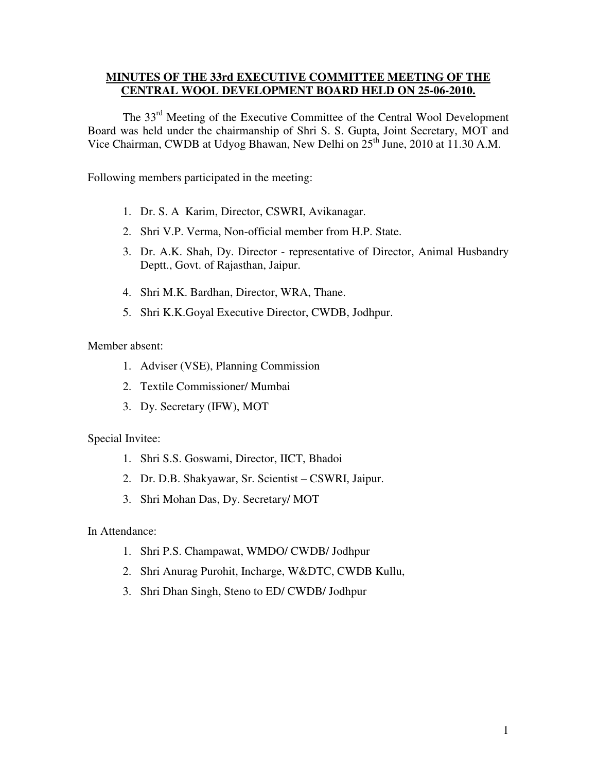# MINUTES OF THE 33rd EXECUTIVE COMMITTEE MEETING OF THE CENTRAL WOOL DEVELOPMENT BOARD HELD ON 25-06-2010.

The 33rd Meeting of the Executive Committee of the Central Wool Development Board was held under the chairmanship of Shri S. S. Gupta, Joint Secretary, MOT and Vice Chairman, CWDB at Udyog Bhawan, New Delhi on 25th June, 2010 at 11.30 A.M.

Following members participated in the meeting:

1. Dr. S. A Karim, Director, CSWRI, Avikanagar.
2. Shri V.P. Verma, Non-official member from H.P. State.
3. Dr. A.K. Shah, Dy. Director - representative of Director, Animal Husbandry Deptt., Govt. of Rajasthan, Jaipur.
4. Shri M.K. Bardhan, Director, WRA, Thane.
5. Shri K.K.Goyal Executive Director, CWDB, Jodhpur.

Member absent:

1. Adviser (VSE), Planning Commission
2. Textile Commissioner/ Mumbai
3. Dy. Secretary (IFW), MOT

Special Invitee:

1. Shri S.S. Goswami, Director, IICT, Bhadoi
2. Dr. D.B. Shakyawar, Sr. Scientist – CSWRI, Jaipur.
3. Shri Mohan Das, Dy. Secretary/ MOT

In Attendance:

1. Shri P.S. Champawat, WMDO/ CWDB/ Jodhpur
2. Shri Anurag Purohit, Incharge, W&DTC, CWDB Kullu,
3. Shri Dhan Singh, Steno to ED/ CWDB/ Jodhpur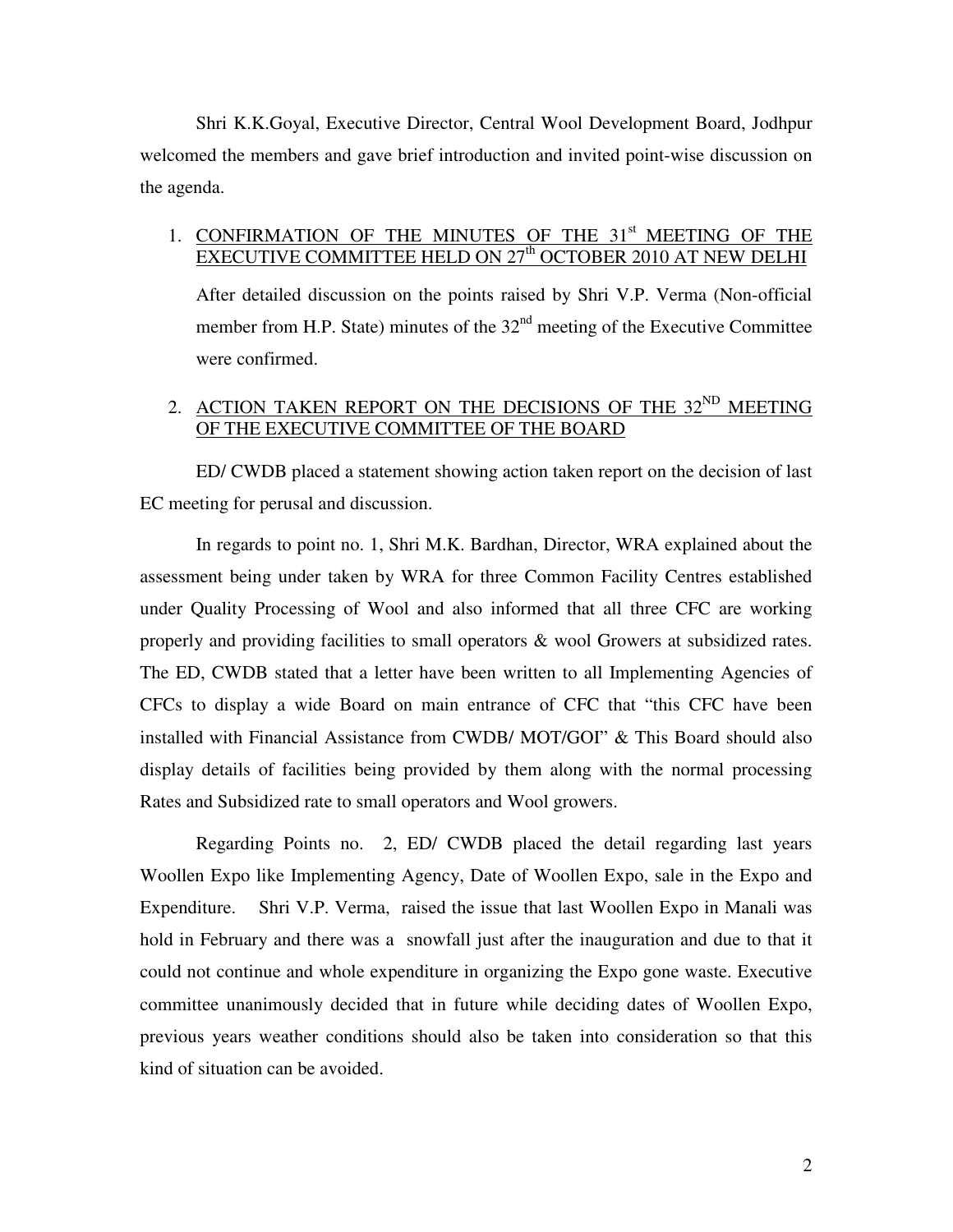Shri K.K.Goyal, Executive Director, Central Wool Development Board, Jodhpur welcomed the members and gave brief introduction and invited point-wise discussion on the agenda.

1. <u>CONFIRMATION OF THE MINUTES OF THE 31st MEETING OF THE EXECUTIVE COMMITTEE HELD ON 27th OCTOBER 2010 AT NEW DELHI</u>

   After detailed discussion on the points raised by Shri V.P. Verma (Non-official member from H.P. State) minutes of the 32nd meeting of the Executive Committee were confirmed.

2. <u>ACTION TAKEN REPORT ON THE DECISIONS OF THE 32ND MEETING OF THE EXECUTIVE COMMITTEE OF THE BOARD</u>

ED/ CWDB placed a statement showing action taken report on the decision of last EC meeting for perusal and discussion.

In regards to point no. 1, Shri M.K. Bardhan, Director, WRA explained about the assessment being under taken by WRA for three Common Facility Centres established under Quality Processing of Wool and also informed that all three CFC are working properly and providing facilities to small operators & wool Growers at subsidized rates. The ED, CWDB stated that a letter have been written to all Implementing Agencies of CFCs to display a wide Board on main entrance of CFC that "this CFC have been installed with Financial Assistance from CWDB/ MOT/GOI" & This Board should also display details of facilities being provided by them along with the normal processing Rates and Subsidized rate to small operators and Wool growers.

Regarding Points no. 2, ED/ CWDB placed the detail regarding last years Woollen Expo like Implementing Agency, Date of Woollen Expo, sale in the Expo and Expenditure. Shri V.P. Verma, raised the issue that last Woollen Expo in Manali was hold in February and there was a snowfall just after the inauguration and due to that it could not continue and whole expenditure in organizing the Expo gone waste. Executive committee unanimously decided that in future while deciding dates of Woollen Expo, previous years weather conditions should also be taken into consideration so that this kind of situation can be avoided.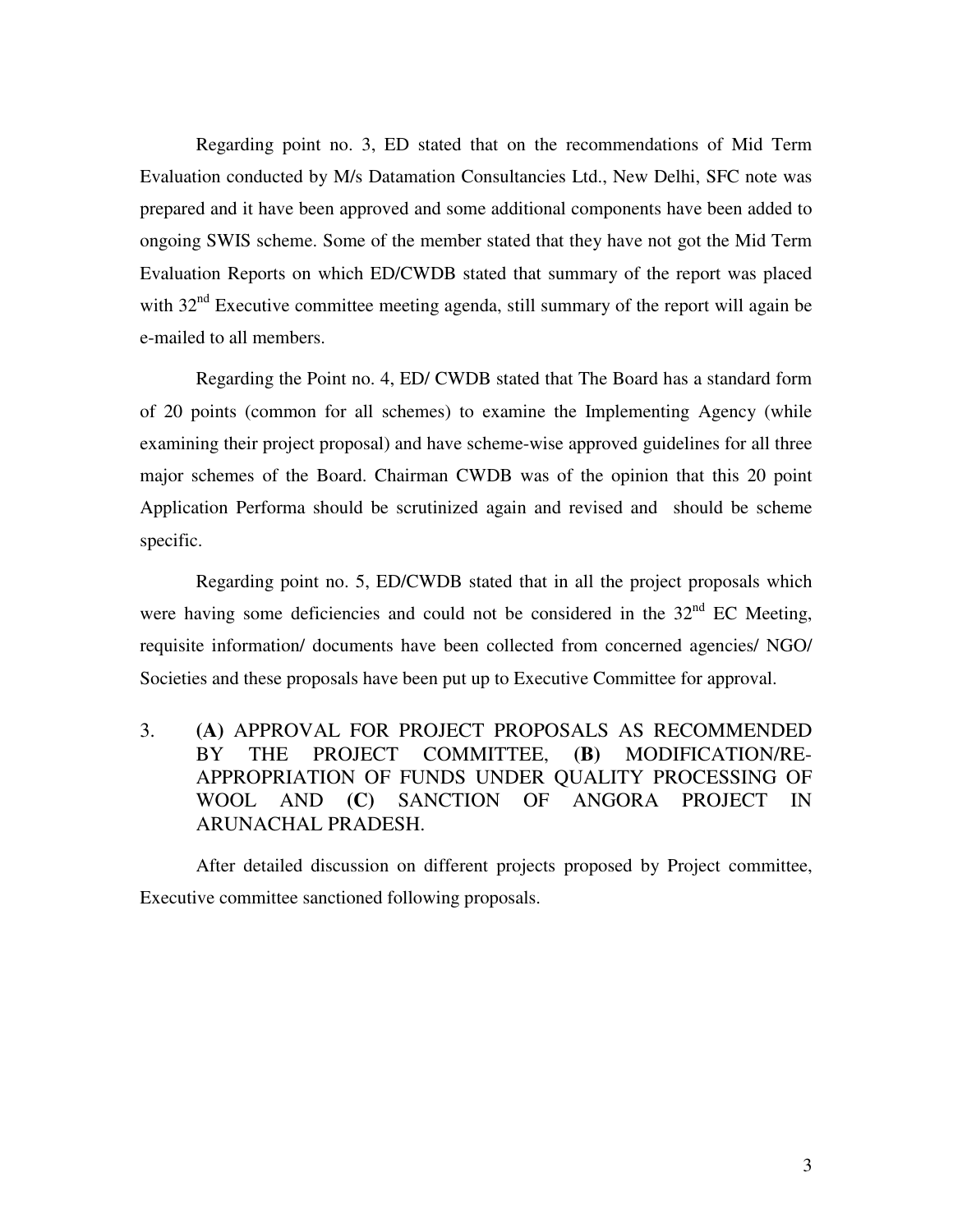Regarding point no. 3, ED stated that on the recommendations of Mid Term Evaluation conducted by M/s Datamation Consultancies Ltd., New Delhi, SFC note was prepared and it have been approved and some additional components have been added to ongoing SWIS scheme. Some of the member stated that they have not got the Mid Term Evaluation Reports on which ED/CWDB stated that summary of the report was placed with 32nd Executive committee meeting agenda, still summary of the report will again be e-mailed to all members.

Regarding the Point no. 4, ED/ CWDB stated that The Board has a standard form of 20 points (common for all schemes) to examine the Implementing Agency (while examining their project proposal) and have scheme-wise approved guidelines for all three major schemes of the Board. Chairman CWDB was of the opinion that this 20 point Application Performa should be scrutinized again and revised and should be scheme specific.

Regarding point no. 5, ED/CWDB stated that in all the project proposals which were having some deficiencies and could not be considered in the 32nd EC Meeting, requisite information/ documents have been collected from concerned agencies/ NGO/ Societies and these proposals have been put up to Executive Committee for approval.

3. **(A)** APPROVAL FOR PROJECT PROPOSALS AS RECOMMENDED BY THE PROJECT COMMITTEE, **(B)** MODIFICATION/RE-APPROPRIATION OF FUNDS UNDER QUALITY PROCESSING OF WOOL AND **(C)** SANCTION OF ANGORA PROJECT IN ARUNACHAL PRADESH.

After detailed discussion on different projects proposed by Project committee, Executive committee sanctioned following proposals.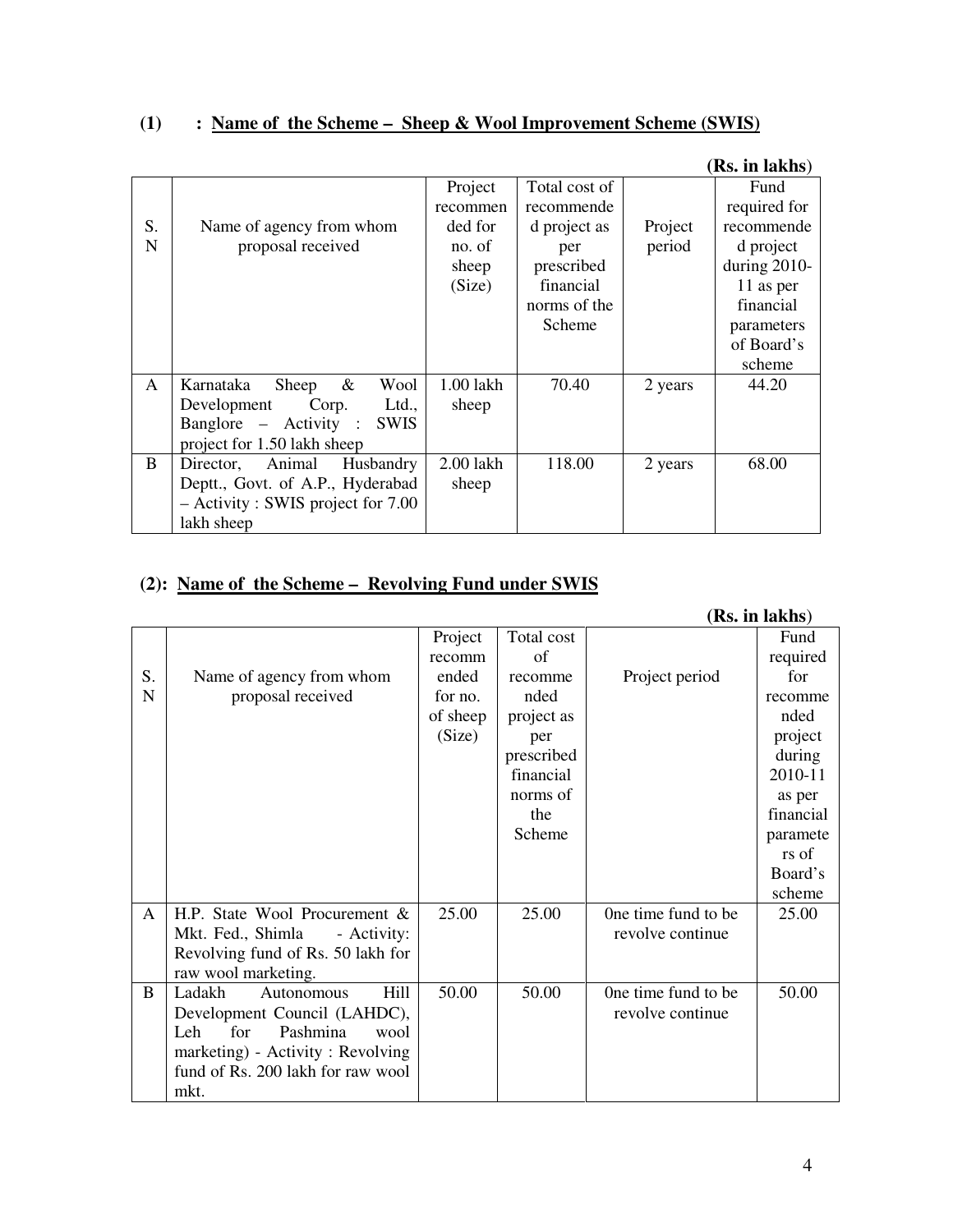### (1) : Name of the Scheme – Sheep & Wool Improvement Scheme (SWIS)

**(Rs. in lakhs)**

| S. N | Name of agency from whom proposal received | Project recommended for no. of sheep (Size) | Total cost of recommended project as per prescribed financial norms of the Scheme | Project period | Fund required for recommended project during 2010-11 as per financial parameters of Board's scheme |
|---|---|---|---|---|---|
| A | Karnataka Sheep & Wool Development Corp. Ltd., Banglore – Activity : SWIS project for 1.50 lakh sheep | 1.00 lakh sheep | 70.40 | 2 years | 44.20 |
| B | Director, Animal Husbandry Deptt., Govt. of A.P., Hyderabad – Activity : SWIS project for 7.00 lakh sheep | 2.00 lakh sheep | 118.00 | 2 years | 68.00 |

### (2): Name of the Scheme – Revolving Fund under SWIS

**(Rs. in lakhs)**

| S. N | Name of agency from whom proposal received | Project recommended for no. of sheep (Size) | Total cost of recommended project as per prescribed financial norms of the Scheme | Project period | Fund required for recommended project during 2010-11 as per financial parameters of Board's scheme |
|---|---|---|---|---|---|
| A | H.P. State Wool Procurement & Mkt. Fed., Shimla - Activity: Revolving fund of Rs. 50 lakh for raw wool marketing. | 25.00 | 25.00 | 0ne time fund to be revolve continue | 25.00 |
| B | Ladakh Autonomous Hill Development Council (LAHDC), Leh for Pashmina wool marketing) - Activity : Revolving fund of Rs. 200 lakh for raw wool mkt. | 50.00 | 50.00 | 0ne time fund to be revolve continue | 50.00 |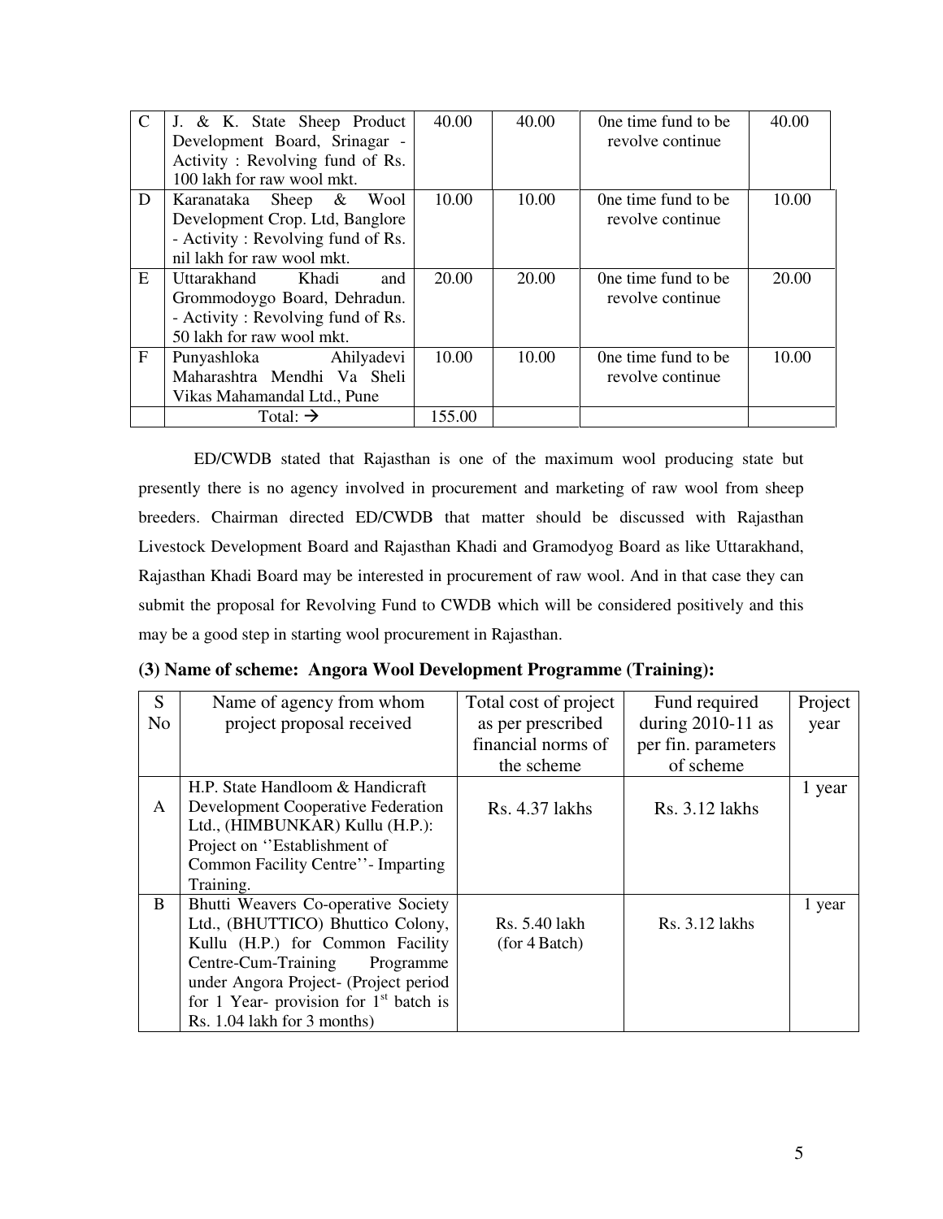| C | J. & K. State Sheep Product Development Board, Srinagar - Activity : Revolving fund of Rs. 100 lakh for raw wool mkt. | 40.00 | 40.00 | 0ne time fund to be revolve continue | 40.00 |
|---|---|---|---|---|---|
| D | Karanataka Sheep & Wool Development Crop. Ltd, Banglore - Activity : Revolving fund of Rs. nil lakh for raw wool mkt. | 10.00 | 10.00 | 0ne time fund to be revolve continue | 10.00 |
| E | Uttarakhand Khadi and Grommodoygo Board, Dehradun. - Activity : Revolving fund of Rs. 50 lakh for raw wool mkt. | 20.00 | 20.00 | 0ne time fund to be revolve continue | 20.00 |
| F | Punyashloka Ahilyadevi Maharashtra Mendhi Va Sheli Vikas Mahamandal Ltd., Pune | 10.00 | 10.00 | 0ne time fund to be revolve continue | 10.00 |
| | Total: → | 155.00 | | | |

ED/CWDB stated that Rajasthan is one of the maximum wool producing state but presently there is no agency involved in procurement and marketing of raw wool from sheep breeders. Chairman directed ED/CWDB that matter should be discussed with Rajasthan Livestock Development Board and Rajasthan Khadi and Gramodyog Board as like Uttarakhand, Rajasthan Khadi Board may be interested in procurement of raw wool. And in that case they can submit the proposal for Revolving Fund to CWDB which will be considered positively and this may be a good step in starting wool procurement in Rajasthan.

**(3) Name of scheme: Angora Wool Development Programme (Training):**

| S No | Name of agency from whom project proposal received | Total cost of project as per prescribed financial norms of the scheme | Fund required during 2010-11 as per fin. parameters of scheme | Project year |
|---|---|---|---|---|
| A | H.P. State Handloom & Handicraft Development Cooperative Federation Ltd., (HIMBUNKAR) Kullu (H.P.): Project on ''Establishment of Common Facility Centre''- Imparting Training. | Rs. 4.37 lakhs | Rs. 3.12 lakhs | 1 year |
| B | Bhutti Weavers Co-operative Society Ltd., (BHUTTICO) Bhuttico Colony, Kullu (H.P.) for Common Facility Centre-Cum-Training Programme under Angora Project- (Project period for 1 Year- provision for 1st batch is Rs. 1.04 lakh for 3 months) | Rs. 5.40 lakh (for 4 Batch) | Rs. 3.12 lakhs | 1 year |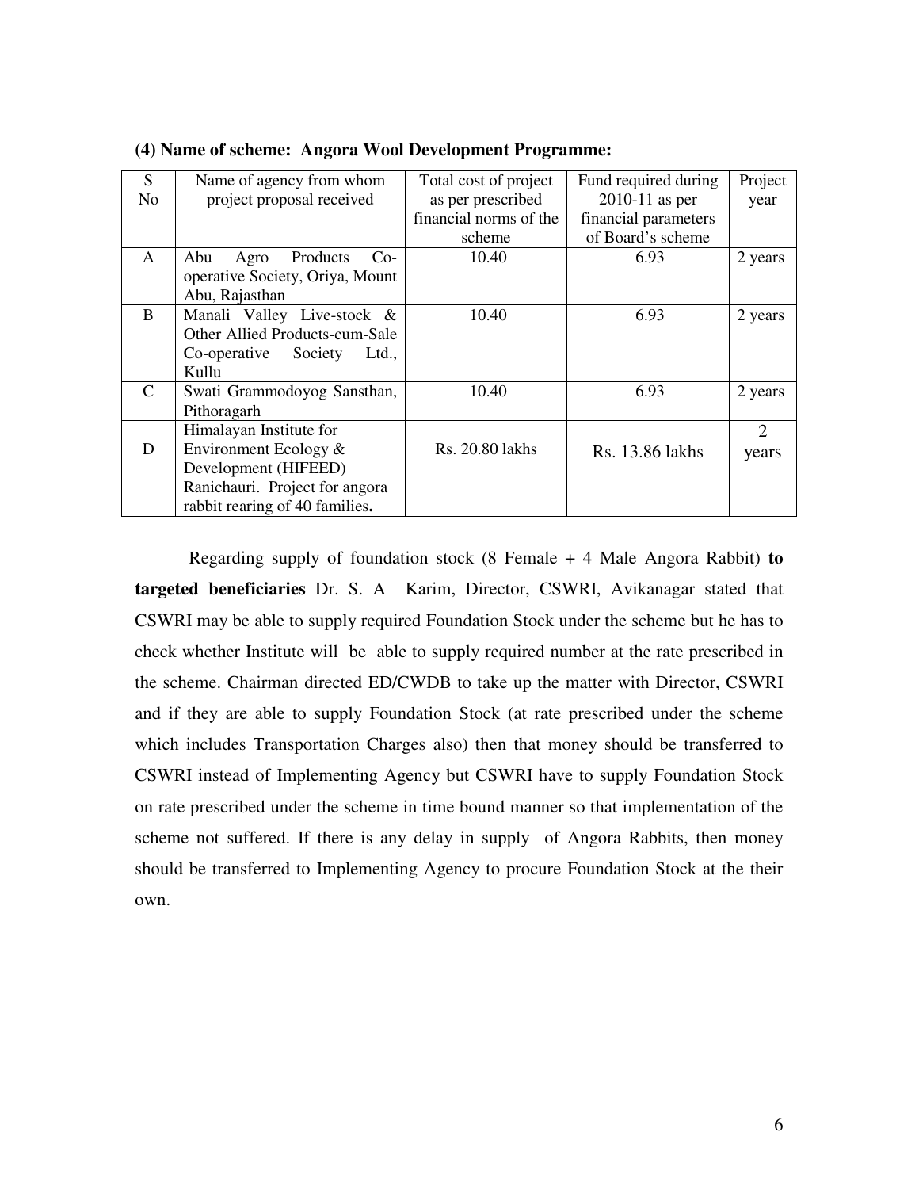**(4) Name of scheme: Angora Wool Development Programme:**

| S No | Name of agency from whom project proposal received | Total cost of project as per prescribed financial norms of the scheme | Fund required during 2010-11 as per financial parameters of Board's scheme | Project year |
|---|---|---|---|---|
| A | Abu Agro Products Co-operative Society, Oriya, Mount Abu, Rajasthan | 10.40 | 6.93 | 2 years |
| B | Manali Valley Live-stock & Other Allied Products-cum-Sale Co-operative Society Ltd., Kullu | 10.40 | 6.93 | 2 years |
| C | Swati Grammodoyog Sansthan, Pithoragarh | 10.40 | 6.93 | 2 years |
| D | Himalayan Institute for Environment Ecology & Development (HIFEED) Ranichauri. Project for angora rabbit rearing of 40 families**.** | Rs. 20.80 lakhs | Rs. 13.86 lakhs | 2 years |

Regarding supply of foundation stock (8 Female + 4 Male Angora Rabbit) **to targeted beneficiaries** Dr. S. A Karim, Director, CSWRI, Avikanagar stated that CSWRI may be able to supply required Foundation Stock under the scheme but he has to check whether Institute will be able to supply required number at the rate prescribed in the scheme. Chairman directed ED/CWDB to take up the matter with Director, CSWRI and if they are able to supply Foundation Stock (at rate prescribed under the scheme which includes Transportation Charges also) then that money should be transferred to CSWRI instead of Implementing Agency but CSWRI have to supply Foundation Stock on rate prescribed under the scheme in time bound manner so that implementation of the scheme not suffered. If there is any delay in supply of Angora Rabbits, then money should be transferred to Implementing Agency to procure Foundation Stock at the their own.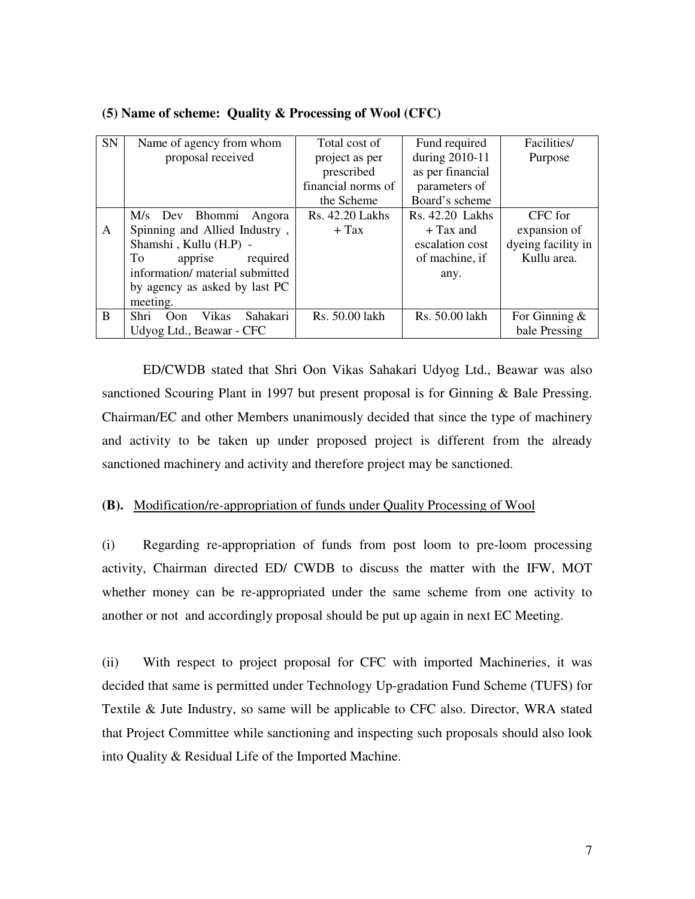**(5) Name of scheme: Quality & Processing of Wool (CFC)**

| SN | Name of agency from whom proposal received | Total cost of project as per prescribed financial norms of the Scheme | Fund required during 2010-11 as per financial parameters of Board's scheme | Facilities/ Purpose |
|---|---|---|---|---|
| A | M/s Dev Bhommi Angora Spinning and Allied Industry , Shamshi , Kullu (H.P) - To apprise required information/ material submitted by agency as asked by last PC meeting. | Rs. 42.20 Lakhs + Tax | Rs. 42.20 Lakhs + Tax and escalation cost of machine, if any. | CFC for expansion of dyeing facility in Kullu area. |
| B | Shri Oon Vikas Sahakari Udyog Ltd., Beawar - CFC | Rs. 50.00 lakh | Rs. 50.00 lakh | For Ginning & bale Pressing |

ED/CWDB stated that Shri Oon Vikas Sahakari Udyog Ltd., Beawar was also sanctioned Scouring Plant in 1997 but present proposal is for Ginning & Bale Pressing. Chairman/EC and other Members unanimously decided that since the type of machinery and activity to be taken up under proposed project is different from the already sanctioned machinery and activity and therefore project may be sanctioned.

**(B).** Modification/re-appropriation of funds under Quality Processing of Wool

(i) Regarding re-appropriation of funds from post loom to pre-loom processing activity, Chairman directed ED/ CWDB to discuss the matter with the IFW, MOT whether money can be re-appropriated under the same scheme from one activity to another or not and accordingly proposal should be put up again in next EC Meeting.

(ii) With respect to project proposal for CFC with imported Machineries, it was decided that same is permitted under Technology Up-gradation Fund Scheme (TUFS) for Textile & Jute Industry, so same will be applicable to CFC also. Director, WRA stated that Project Committee while sanctioning and inspecting such proposals should also look into Quality & Residual Life of the Imported Machine.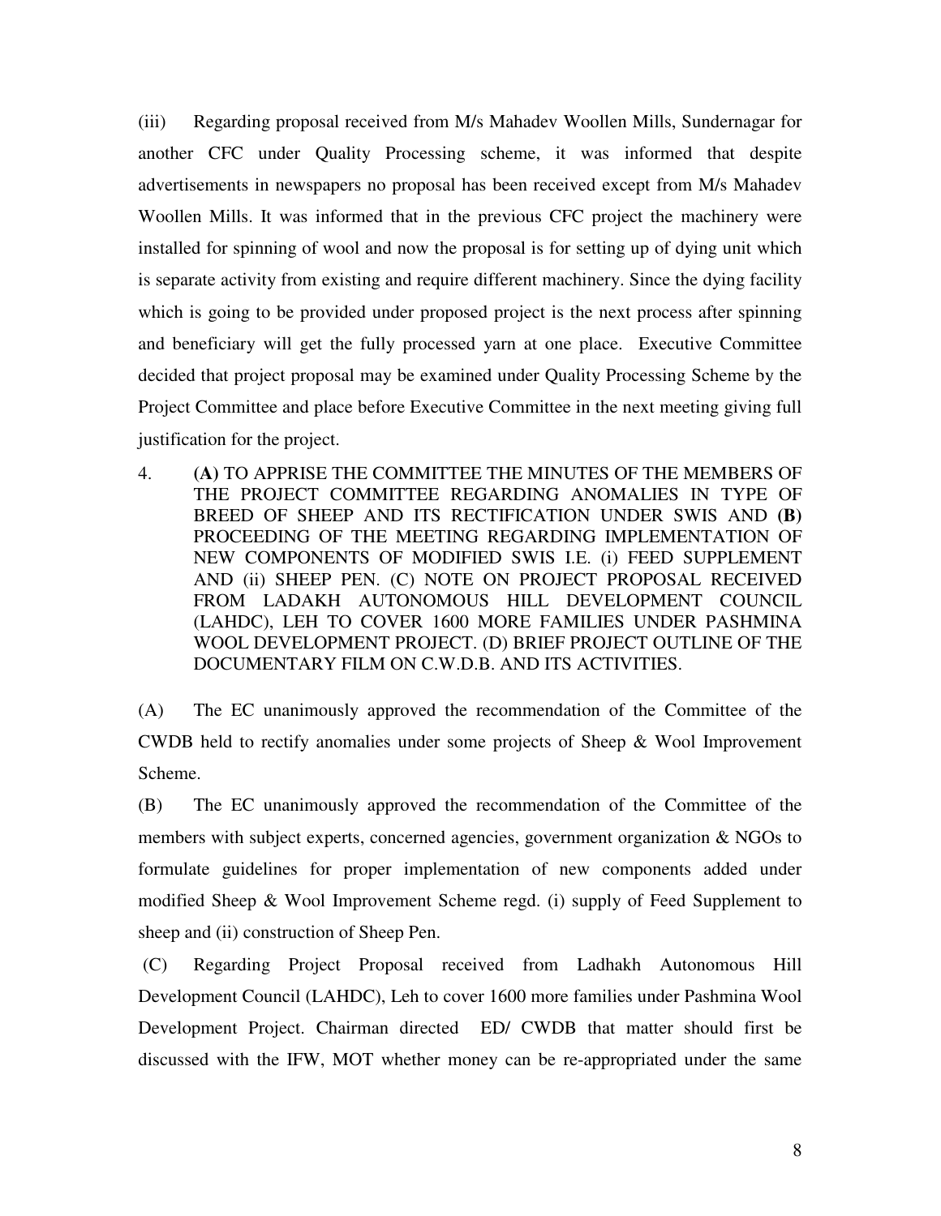(iii) Regarding proposal received from M/s Mahadev Woollen Mills, Sundernagar for another CFC under Quality Processing scheme, it was informed that despite advertisements in newspapers no proposal has been received except from M/s Mahadev Woollen Mills. It was informed that in the previous CFC project the machinery were installed for spinning of wool and now the proposal is for setting up of dying unit which is separate activity from existing and require different machinery. Since the dying facility which is going to be provided under proposed project is the next process after spinning and beneficiary will get the fully processed yarn at one place. Executive Committee decided that project proposal may be examined under Quality Processing Scheme by the Project Committee and place before Executive Committee in the next meeting giving full justification for the project.

4. **(A)** TO APPRISE THE COMMITTEE THE MINUTES OF THE MEMBERS OF THE PROJECT COMMITTEE REGARDING ANOMALIES IN TYPE OF BREED OF SHEEP AND ITS RECTIFICATION UNDER SWIS AND **(B)** PROCEEDING OF THE MEETING REGARDING IMPLEMENTATION OF NEW COMPONENTS OF MODIFIED SWIS I.E. (i) FEED SUPPLEMENT AND (ii) SHEEP PEN. (C) NOTE ON PROJECT PROPOSAL RECEIVED FROM LADAKH AUTONOMOUS HILL DEVELOPMENT COUNCIL (LAHDC), LEH TO COVER 1600 MORE FAMILIES UNDER PASHMINA WOOL DEVELOPMENT PROJECT. (D) BRIEF PROJECT OUTLINE OF THE DOCUMENTARY FILM ON C.W.D.B. AND ITS ACTIVITIES.

(A) The EC unanimously approved the recommendation of the Committee of the CWDB held to rectify anomalies under some projects of Sheep & Wool Improvement Scheme.

(B) The EC unanimously approved the recommendation of the Committee of the members with subject experts, concerned agencies, government organization & NGOs to formulate guidelines for proper implementation of new components added under modified Sheep & Wool Improvement Scheme regd. (i) supply of Feed Supplement to sheep and (ii) construction of Sheep Pen.

(C) Regarding Project Proposal received from Ladhakh Autonomous Hill Development Council (LAHDC), Leh to cover 1600 more families under Pashmina Wool Development Project. Chairman directed ED/ CWDB that matter should first be discussed with the IFW, MOT whether money can be re-appropriated under the same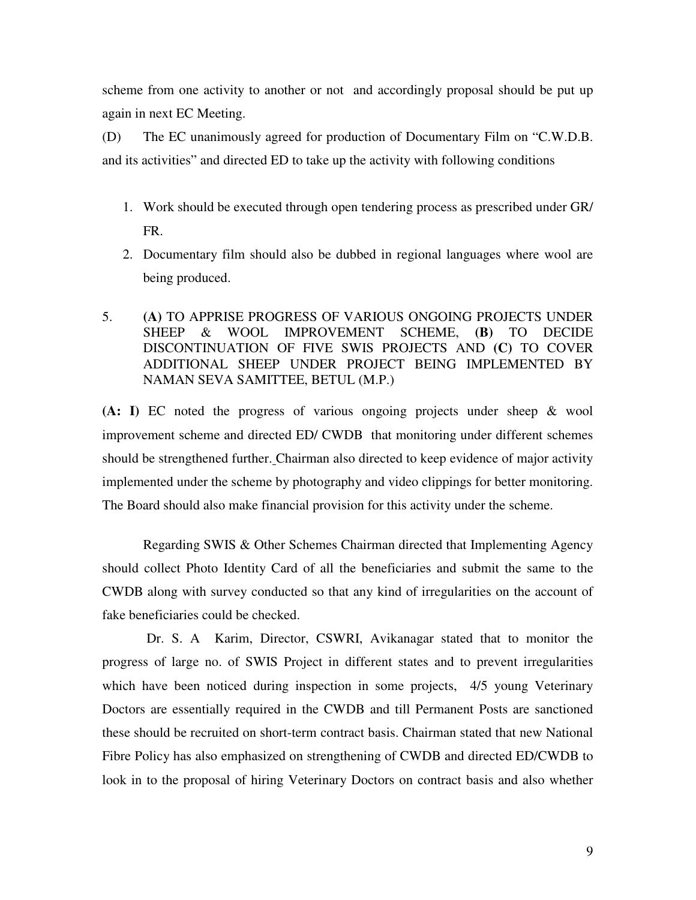scheme from one activity to another or not and accordingly proposal should be put up again in next EC Meeting.

(D) The EC unanimously agreed for production of Documentary Film on "C.W.D.B. and its activities" and directed ED to take up the activity with following conditions

1. Work should be executed through open tendering process as prescribed under GR/ FR.
2. Documentary film should also be dubbed in regional languages where wool are being produced.

5. **(A)** TO APPRISE PROGRESS OF VARIOUS ONGOING PROJECTS UNDER SHEEP & WOOL IMPROVEMENT SCHEME, **(B)** TO DECIDE DISCONTINUATION OF FIVE SWIS PROJECTS AND **(C)** TO COVER ADDITIONAL SHEEP UNDER PROJECT BEING IMPLEMENTED BY NAMAN SEVA SAMITTEE, BETUL (M.P.)

**(A: I)** EC noted the progress of various ongoing projects under sheep & wool improvement scheme and directed ED/ CWDB that monitoring under different schemes should be strengthened further. Chairman also directed to keep evidence of major activity implemented under the scheme by photography and video clippings for better monitoring. The Board should also make financial provision for this activity under the scheme.

Regarding SWIS & Other Schemes Chairman directed that Implementing Agency should collect Photo Identity Card of all the beneficiaries and submit the same to the CWDB along with survey conducted so that any kind of irregularities on the account of fake beneficiaries could be checked.

Dr. S. A Karim, Director, CSWRI, Avikanagar stated that to monitor the progress of large no. of SWIS Project in different states and to prevent irregularities which have been noticed during inspection in some projects, 4/5 young Veterinary Doctors are essentially required in the CWDB and till Permanent Posts are sanctioned these should be recruited on short-term contract basis. Chairman stated that new National Fibre Policy has also emphasized on strengthening of CWDB and directed ED/CWDB to look in to the proposal of hiring Veterinary Doctors on contract basis and also whether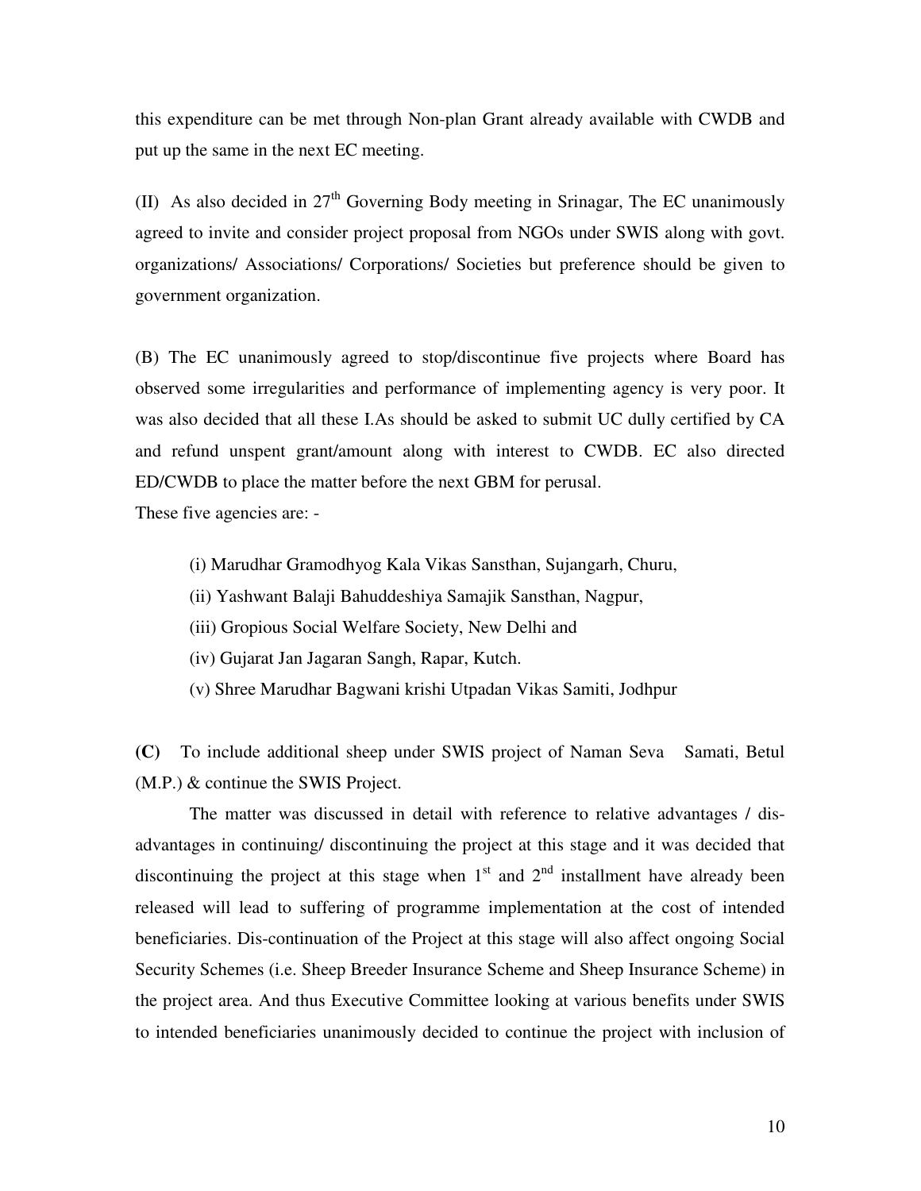this expenditure can be met through Non-plan Grant already available with CWDB and put up the same in the next EC meeting.

(II) As also decided in 27th Governing Body meeting in Srinagar, The EC unanimously agreed to invite and consider project proposal from NGOs under SWIS along with govt. organizations/ Associations/ Corporations/ Societies but preference should be given to government organization.

(B) The EC unanimously agreed to stop/discontinue five projects where Board has observed some irregularities and performance of implementing agency is very poor. It was also decided that all these I.As should be asked to submit UC dully certified by CA and refund unspent grant/amount along with interest to CWDB. EC also directed ED/CWDB to place the matter before the next GBM for perusal.

These five agencies are: -

(i) Marudhar Gramodhyog Kala Vikas Sansthan, Sujangarh, Churu,

(ii) Yashwant Balaji Bahuddeshiya Samajik Sansthan, Nagpur,

(iii) Gropious Social Welfare Society, New Delhi and

(iv) Gujarat Jan Jagaran Sangh, Rapar, Kutch.

(v) Shree Marudhar Bagwani krishi Utpadan Vikas Samiti, Jodhpur

**(C)** To include additional sheep under SWIS project of Naman Seva Samati, Betul (M.P.) & continue the SWIS Project.

The matter was discussed in detail with reference to relative advantages / dis-advantages in continuing/ discontinuing the project at this stage and it was decided that discontinuing the project at this stage when 1st and 2nd installment have already been released will lead to suffering of programme implementation at the cost of intended beneficiaries. Dis-continuation of the Project at this stage will also affect ongoing Social Security Schemes (i.e. Sheep Breeder Insurance Scheme and Sheep Insurance Scheme) in the project area. And thus Executive Committee looking at various benefits under SWIS to intended beneficiaries unanimously decided to continue the project with inclusion of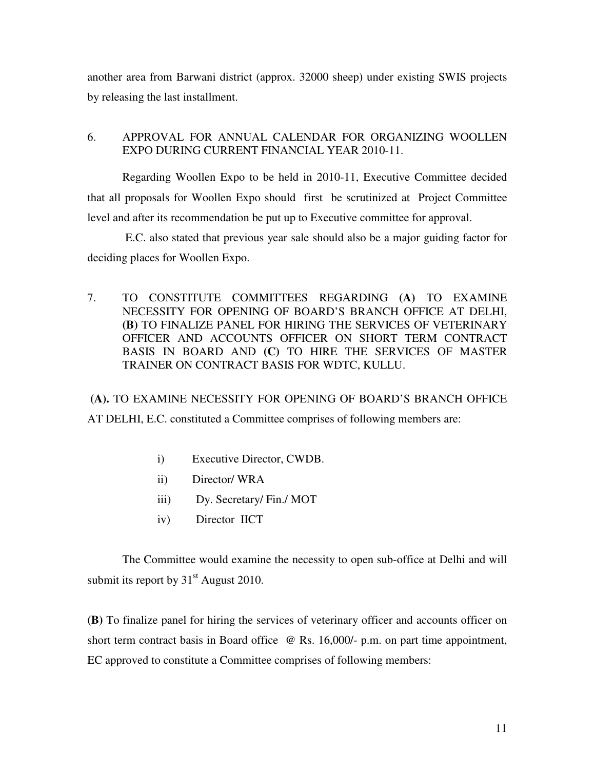another area from Barwani district (approx. 32000 sheep) under existing SWIS projects by releasing the last installment.

## 6. APPROVAL FOR ANNUAL CALENDAR FOR ORGANIZING WOOLLEN EXPO DURING CURRENT FINANCIAL YEAR 2010-11.

Regarding Woollen Expo to be held in 2010-11, Executive Committee decided that all proposals for Woollen Expo should first be scrutinized at Project Committee level and after its recommendation be put up to Executive committee for approval.

E.C. also stated that previous year sale should also be a major guiding factor for deciding places for Woollen Expo.

## 7. TO CONSTITUTE COMMITTEES REGARDING **(A)** TO EXAMINE NECESSITY FOR OPENING OF BOARD'S BRANCH OFFICE AT DELHI, **(B)** TO FINALIZE PANEL FOR HIRING THE SERVICES OF VETERINARY OFFICER AND ACCOUNTS OFFICER ON SHORT TERM CONTRACT BASIS IN BOARD AND **(C)** TO HIRE THE SERVICES OF MASTER TRAINER ON CONTRACT BASIS FOR WDTC, KULLU.

**(A).** TO EXAMINE NECESSITY FOR OPENING OF BOARD'S BRANCH OFFICE AT DELHI, E.C. constituted a Committee comprises of following members are:

i) Executive Director, CWDB.

ii) Director/ WRA

iii) Dy. Secretary/ Fin./ MOT

iv) Director IICT

The Committee would examine the necessity to open sub-office at Delhi and will submit its report by 31st August 2010.

**(B)** To finalize panel for hiring the services of veterinary officer and accounts officer on short term contract basis in Board office @ Rs. 16,000/- p.m. on part time appointment, EC approved to constitute a Committee comprises of following members: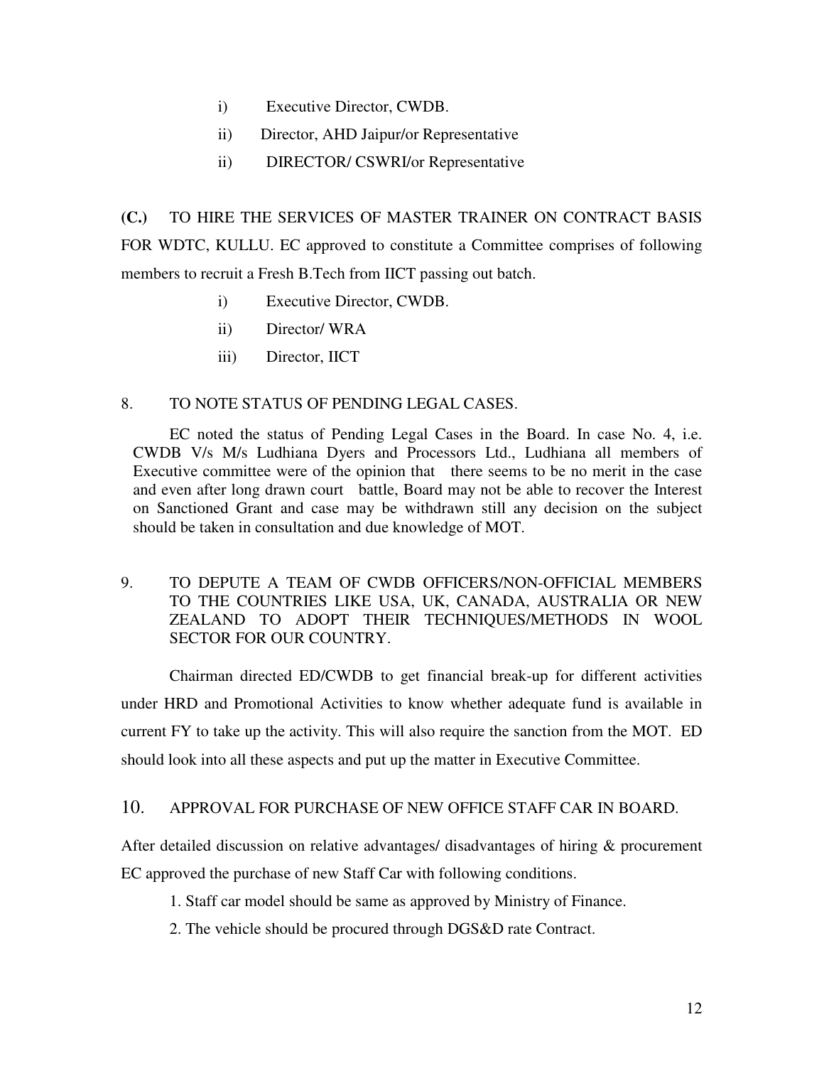i) Executive Director, CWDB.

ii) Director, AHD Jaipur/or Representative

ii) DIRECTOR/ CSWRI/or Representative

**(C.)** TO HIRE THE SERVICES OF MASTER TRAINER ON CONTRACT BASIS FOR WDTC, KULLU. EC approved to constitute a Committee comprises of following members to recruit a Fresh B.Tech from IICT passing out batch.

i) Executive Director, CWDB.

ii) Director/ WRA

iii) Director, IICT

8. TO NOTE STATUS OF PENDING LEGAL CASES.

EC noted the status of Pending Legal Cases in the Board. In case No. 4, i.e. CWDB V/s M/s Ludhiana Dyers and Processors Ltd., Ludhiana all members of Executive committee were of the opinion that there seems to be no merit in the case and even after long drawn court battle, Board may not be able to recover the Interest on Sanctioned Grant and case may be withdrawn still any decision on the subject should be taken in consultation and due knowledge of MOT.

9. TO DEPUTE A TEAM OF CWDB OFFICERS/NON-OFFICIAL MEMBERS TO THE COUNTRIES LIKE USA, UK, CANADA, AUSTRALIA OR NEW ZEALAND TO ADOPT THEIR TECHNIQUES/METHODS IN WOOL SECTOR FOR OUR COUNTRY.

Chairman directed ED/CWDB to get financial break-up for different activities under HRD and Promotional Activities to know whether adequate fund is available in current FY to take up the activity. This will also require the sanction from the MOT. ED should look into all these aspects and put up the matter in Executive Committee.

10. APPROVAL FOR PURCHASE OF NEW OFFICE STAFF CAR IN BOARD.

After detailed discussion on relative advantages/ disadvantages of hiring & procurement EC approved the purchase of new Staff Car with following conditions.

1. Staff car model should be same as approved by Ministry of Finance.
2. The vehicle should be procured through DGS&D rate Contract.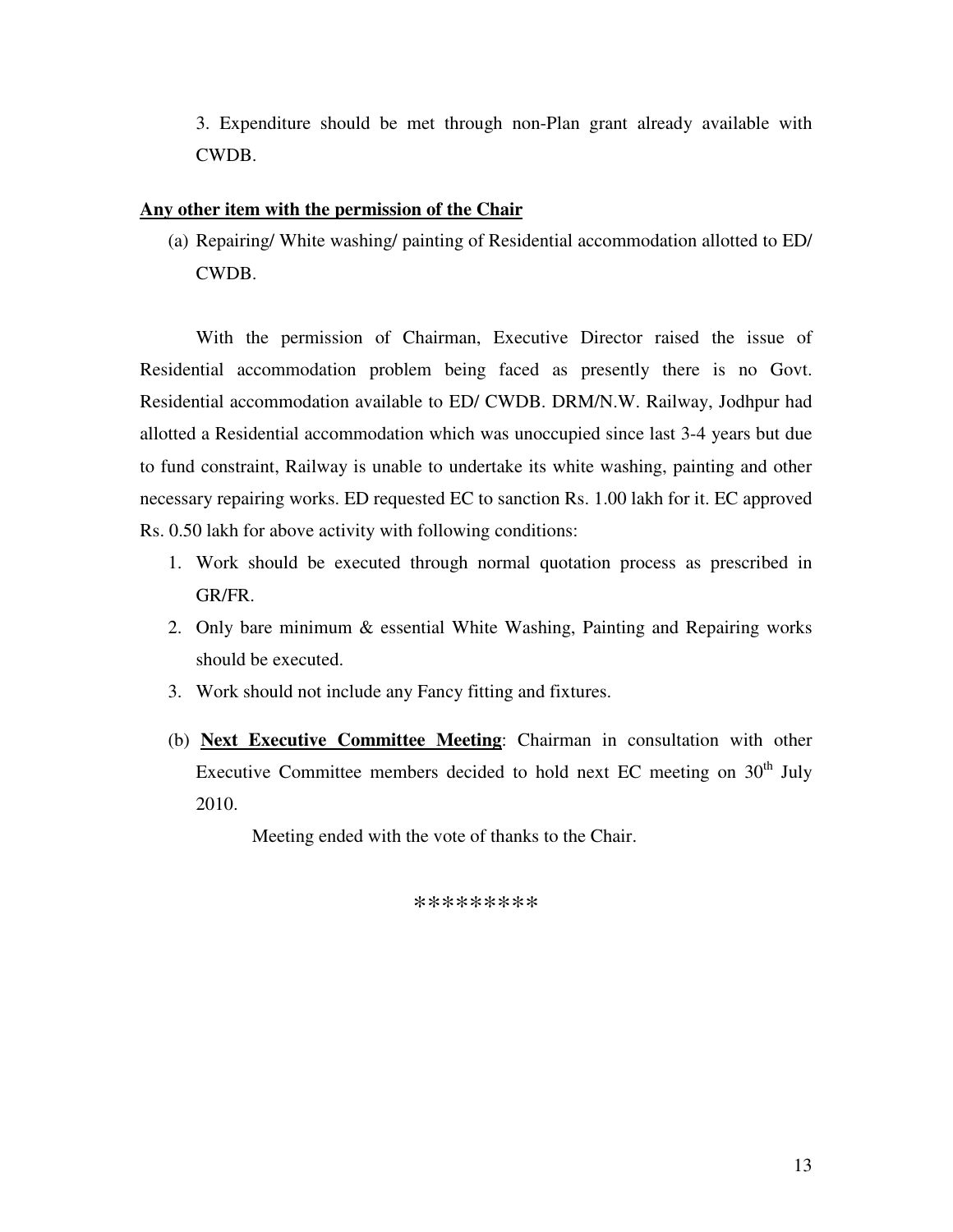3. Expenditure should be met through non-Plan grant already available with CWDB.

**Any other item with the permission of the Chair**

(a) Repairing/ White washing/ painting of Residential accommodation allotted to ED/ CWDB.

With the permission of Chairman, Executive Director raised the issue of Residential accommodation problem being faced as presently there is no Govt. Residential accommodation available to ED/ CWDB. DRM/N.W. Railway, Jodhpur had allotted a Residential accommodation which was unoccupied since last 3-4 years but due to fund constraint, Railway is unable to undertake its white washing, painting and other necessary repairing works. ED requested EC to sanction Rs. 1.00 lakh for it. EC approved Rs. 0.50 lakh for above activity with following conditions:

1. Work should be executed through normal quotation process as prescribed in GR/FR.
2. Only bare minimum & essential White Washing, Painting and Repairing works should be executed.
3. Work should not include any Fancy fitting and fixtures.

(b) **Next Executive Committee Meeting**: Chairman in consultation with other Executive Committee members decided to hold next EC meeting on 30th July 2010.

Meeting ended with the vote of thanks to the Chair.

*********